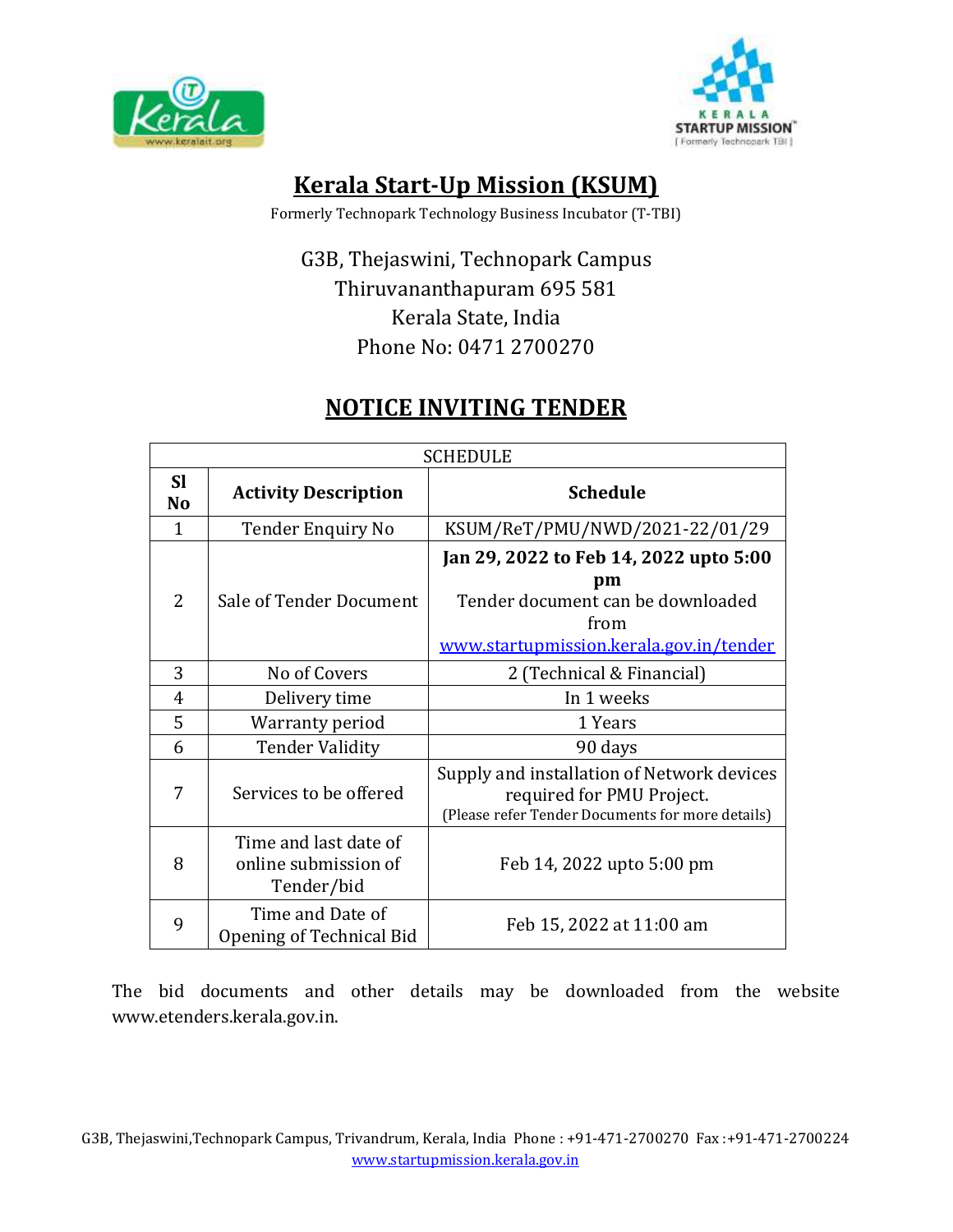# Kerala Start-Up Mission (KSUM)

Formerly Technopark Technology Business Incubator (T-TBI)

G3B, Thejaswini, Technopark Campus
Thiruvananthapuram 695 581
Kerala State, India
Phone No: 0471 2700270

## NOTICE INVITING TENDER

| SCHEDULE | | |
|---|---|---|
| **Sl No** | **Activity Description** | **Schedule** |
| 1 | Tender Enquiry No | KSUM/ReT/PMU/NWD/2021-22/01/29 |
| 2 | Sale of Tender Document | **Jan 29, 2022 to Feb 14, 2022 upto 5:00 pm** Tender document can be downloaded from www.startupmission.kerala.gov.in/tender |
| 3 | No of Covers | 2 (Technical & Financial) |
| 4 | Delivery time | In 1 weeks |
| 5 | Warranty period | 1 Years |
| 6 | Tender Validity | 90 days |
| 7 | Services to be offered | Supply and installation of Network devices required for PMU Project. (Please refer Tender Documents for more details) |
| 8 | Time and last date of online submission of Tender/bid | Feb 14, 2022 upto 5:00 pm |
| 9 | Time and Date of Opening of Technical Bid | Feb 15, 2022 at 11:00 am |

The bid documents and other details may be downloaded from the website www.etenders.kerala.gov.in.

G3B, Thejaswini,Technopark Campus, Trivandrum, Kerala, India Phone : +91-471-2700270 Fax :+91-471-2700224
www.startupmission.kerala.gov.in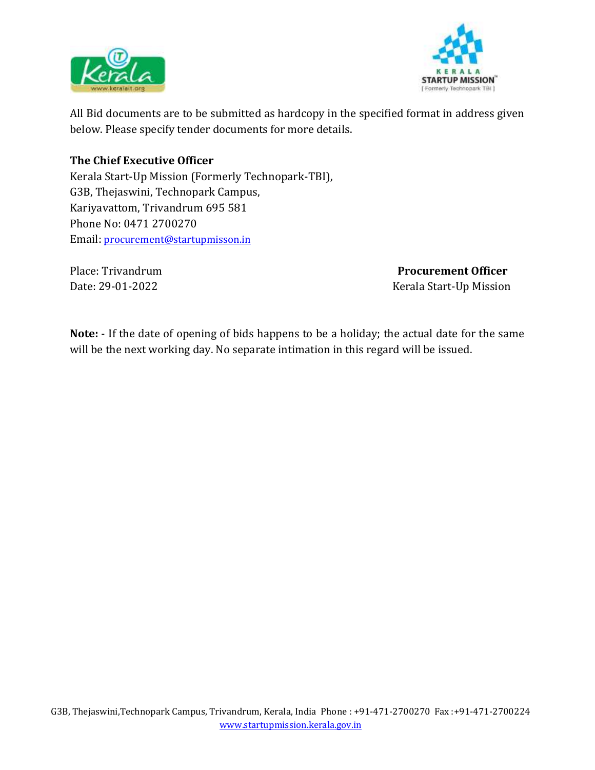All Bid documents are to be submitted as hardcopy in the specified format in address given below. Please specify tender documents for more details.

**The Chief Executive Officer**
Kerala Start-Up Mission (Formerly Technopark-TBI),
G3B, Thejaswini, Technopark Campus,
Kariyavattom, Trivandrum 695 581
Phone No: 0471 2700270
Email: procurement@startupmisson.in

Place: Trivandrum
Date: 29-01-2022

**Procurement Officer**
Kerala Start-Up Mission

**Note:** - If the date of opening of bids happens to be a holiday; the actual date for the same will be the next working day. No separate intimation in this regard will be issued.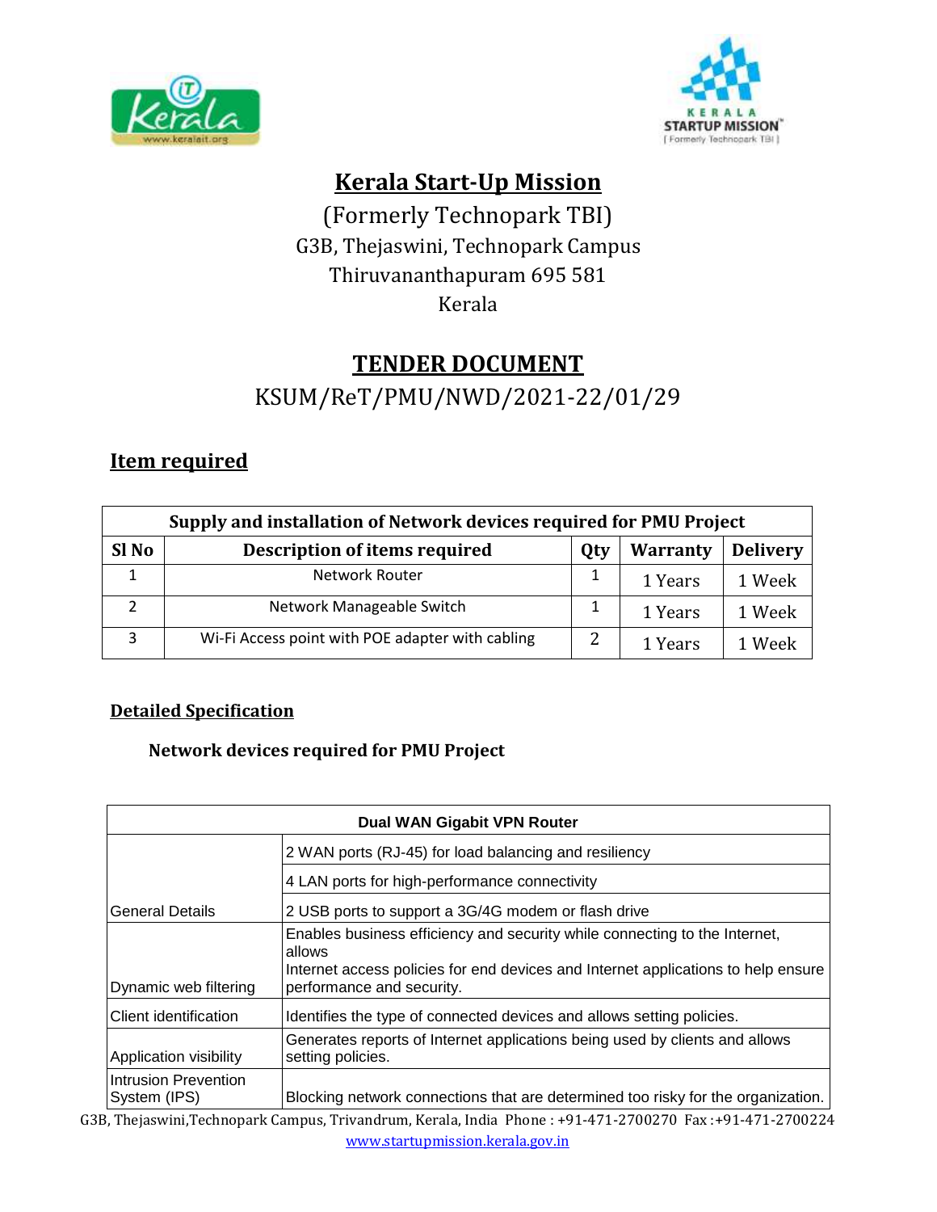# Kerala Start-Up Mission

(Formerly Technopark TBI)
G3B, Thejaswini, Technopark Campus
Thiruvananthapuram 695 581
Kerala

## TENDER DOCUMENT

KSUM/ReT/PMU/NWD/2021-22/01/29

### Item required

| Supply and installation of Network devices required for PMU Project | | | | |
|---|---|---|---|---|
| **Sl No** | **Description of items required** | **Qty** | **Warranty** | **Delivery** |
| 1 | Network Router | 1 | 1 Years | 1 Week |
| 2 | Network Manageable Switch | 1 | 1 Years | 1 Week |
| 3 | Wi-Fi Access point with POE adapter with cabling | 2 | 1 Years | 1 Week |

### Detailed Specification

**Network devices required for PMU Project**

| Dual WAN Gigabit VPN Router | |
|---|---|
| General Details | 2 WAN ports (RJ-45) for load balancing and resiliency |
| | 4 LAN ports for high-performance connectivity |
| | 2 USB ports to support a 3G/4G modem or flash drive |
| Dynamic web filtering | Enables business efficiency and security while connecting to the Internet, allows Internet access policies for end devices and Internet applications to help ensure performance and security. |
| Client identification | Identifies the type of connected devices and allows setting policies. |
| Application visibility | Generates reports of Internet applications being used by clients and allows setting policies. |
| Intrusion Prevention System (IPS) | Blocking network connections that are determined too risky for the organization. |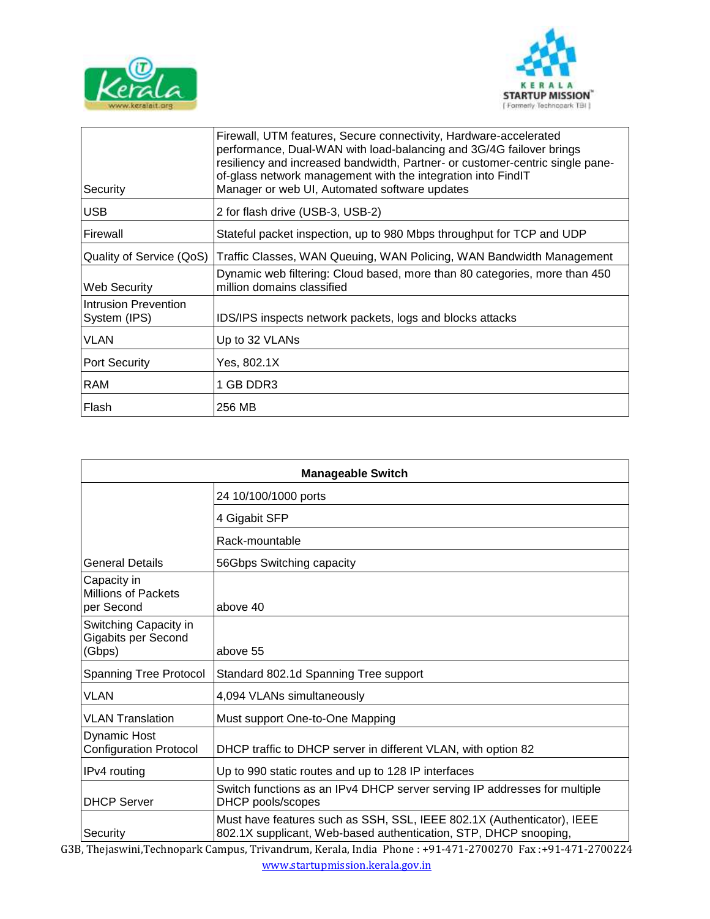| | |
|---|---|
| Security | Firewall, UTM features, Secure connectivity, Hardware-accelerated performance, Dual-WAN with load-balancing and 3G/4G failover brings resiliency and increased bandwidth, Partner- or customer-centric single pane-of-glass network management with the integration into FindIT Manager or web UI, Automated software updates |
| USB | 2 for flash drive (USB-3, USB-2) |
| Firewall | Stateful packet inspection, up to 980 Mbps throughput for TCP and UDP |
| Quality of Service (QoS) | Traffic Classes, WAN Queuing, WAN Policing, WAN Bandwidth Management |
| Web Security | Dynamic web filtering: Cloud based, more than 80 categories, more than 450 million domains classified |
| Intrusion Prevention System (IPS) | IDS/IPS inspects network packets, logs and blocks attacks |
| VLAN | Up to 32 VLANs |
| Port Security | Yes, 802.1X |
| RAM | 1 GB DDR3 |
| Flash | 256 MB |

| **Manageable Switch** | |
|---|---|
| General Details | 24 10/100/1000 ports |
| | 4 Gigabit SFP |
| | Rack-mountable |
| | 56Gbps Switching capacity |
| Capacity in Millions of Packets per Second | above 40 |
| Switching Capacity in Gigabits per Second (Gbps) | above 55 |
| Spanning Tree Protocol | Standard 802.1d Spanning Tree support |
| VLAN | 4,094 VLANs simultaneously |
| VLAN Translation | Must support One-to-One Mapping |
| Dynamic Host Configuration Protocol | DHCP traffic to DHCP server in different VLAN, with option 82 |
| IPv4 routing | Up to 990 static routes and up to 128 IP interfaces |
| DHCP Server | Switch functions as an IPv4 DHCP server serving IP addresses for multiple DHCP pools/scopes |
| Security | Must have features such as SSH, SSL, IEEE 802.1X (Authenticator), IEEE 802.1X supplicant, Web-based authentication, STP, DHCP snooping, |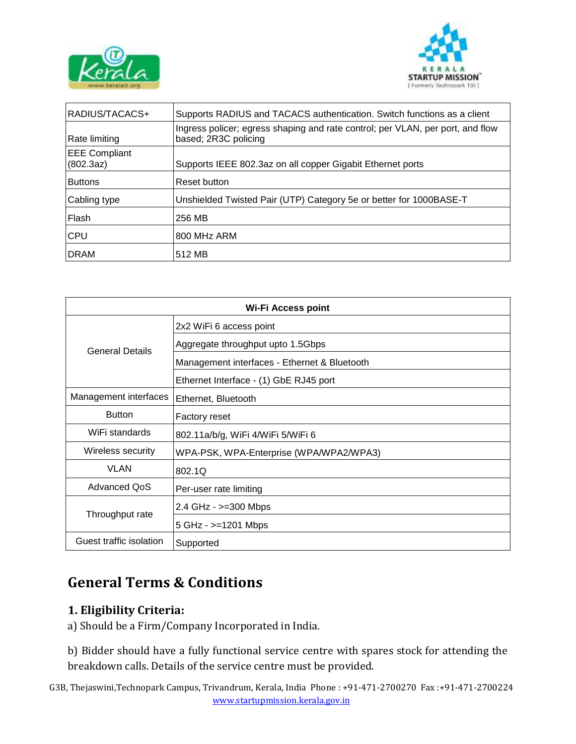| RADIUS/TACACS+ | Supports RADIUS and TACACS authentication. Switch functions as a client |
|---|---|
| Rate limiting | Ingress policer; egress shaping and rate control; per VLAN, per port, and flow based; 2R3C policing |
| EEE Compliant (802.3az) | Supports IEEE 802.3az on all copper Gigabit Ethernet ports |
| Buttons | Reset button |
| Cabling type | Unshielded Twisted Pair (UTP) Category 5e or better for 1000BASE-T |
| Flash | 256 MB |
| CPU | 800 MHz ARM |
| DRAM | 512 MB |

| **Wi-Fi Access point** | |
|---|---|
| General Details | 2x2 WiFi 6 access point |
| | Aggregate throughput upto 1.5Gbps |
| | Management interfaces - Ethernet & Bluetooth |
| | Ethernet Interface - (1) GbE RJ45 port |
| Management interfaces | Ethernet, Bluetooth |
| Button | Factory reset |
| WiFi standards | 802.11a/b/g, WiFi 4/WiFi 5/WiFi 6 |
| Wireless security | WPA-PSK, WPA-Enterprise (WPA/WPA2/WPA3) |
| VLAN | 802.1Q |
| Advanced QoS | Per-user rate limiting |
| Throughput rate | 2.4 GHz - >=300 Mbps |
| | 5 GHz - >=1201 Mbps |
| Guest traffic isolation | Supported |

## General Terms & Conditions

### 1. Eligibility Criteria:

a) Should be a Firm/Company Incorporated in India.

b) Bidder should have a fully functional service centre with spares stock for attending the breakdown calls. Details of the service centre must be provided.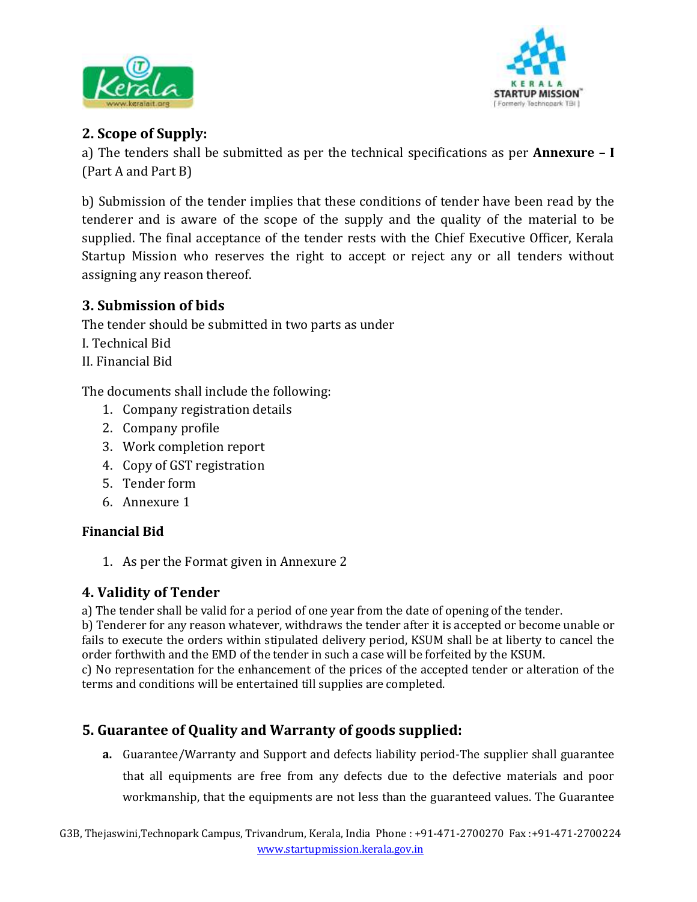## 2. Scope of Supply:

a) The tenders shall be submitted as per the technical specifications as per **Annexure – I** (Part A and Part B)

b) Submission of the tender implies that these conditions of tender have been read by the tenderer and is aware of the scope of the supply and the quality of the material to be supplied. The final acceptance of the tender rests with the Chief Executive Officer, Kerala Startup Mission who reserves the right to accept or reject any or all tenders without assigning any reason thereof.

## 3. Submission of bids

The tender should be submitted in two parts as under

I. Technical Bid

II. Financial Bid

The documents shall include the following:

1. Company registration details
2. Company profile
3. Work completion report
4. Copy of GST registration
5. Tender form
6. Annexure 1

**Financial Bid**

1. As per the Format given in Annexure 2

## 4. Validity of Tender

a) The tender shall be valid for a period of one year from the date of opening of the tender.

b) Tenderer for any reason whatever, withdraws the tender after it is accepted or become unable or fails to execute the orders within stipulated delivery period, KSUM shall be at liberty to cancel the order forthwith and the EMD of the tender in such a case will be forfeited by the KSUM.

c) No representation for the enhancement of the prices of the accepted tender or alteration of the terms and conditions will be entertained till supplies are completed.

## 5. Guarantee of Quality and Warranty of goods supplied:

a. Guarantee/Warranty and Support and defects liability period-The supplier shall guarantee that all equipments are free from any defects due to the defective materials and poor workmanship, that the equipments are not less than the guaranteed values. The Guarantee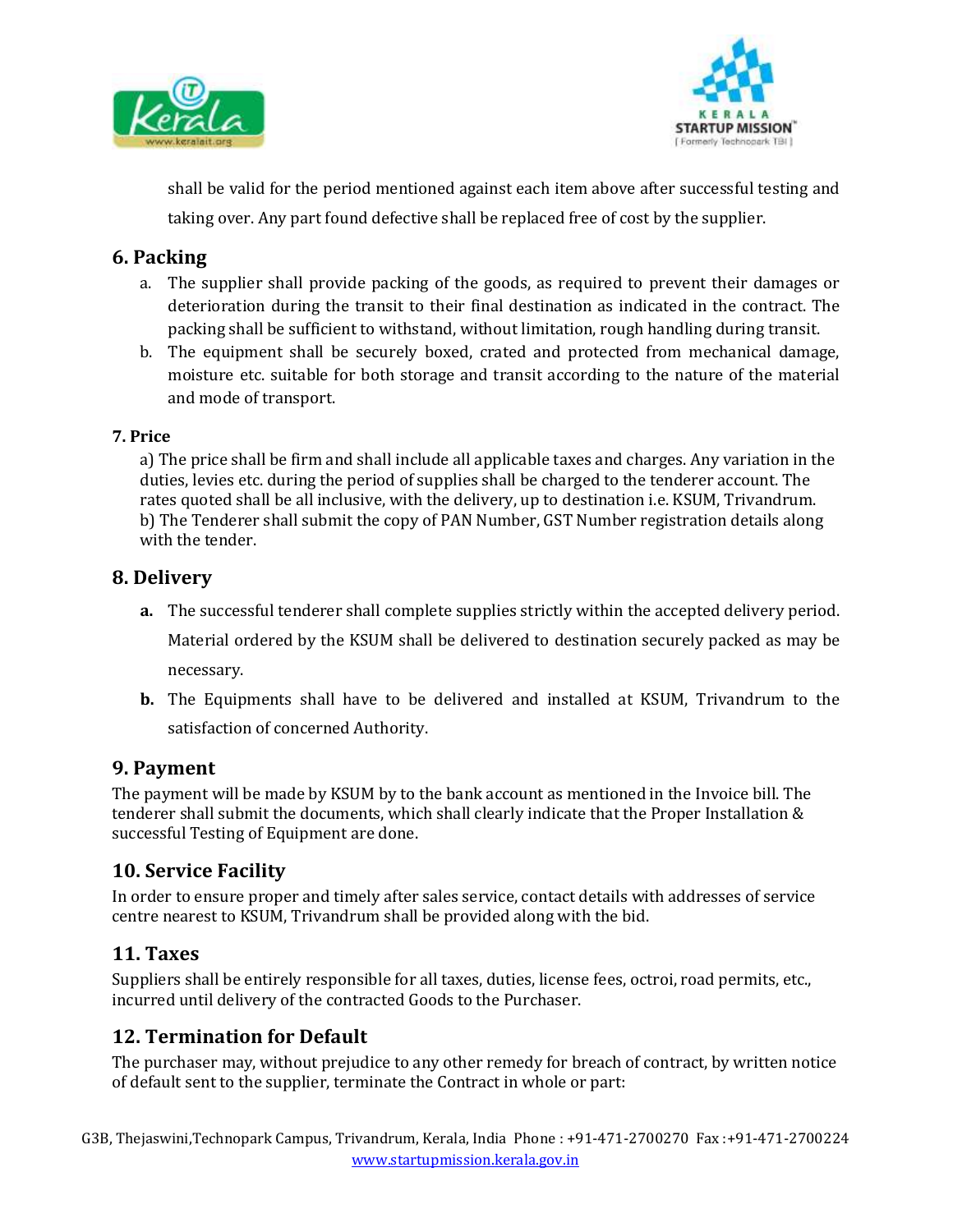shall be valid for the period mentioned against each item above after successful testing and taking over. Any part found defective shall be replaced free of cost by the supplier.

## 6. Packing

a. The supplier shall provide packing of the goods, as required to prevent their damages or deterioration during the transit to their final destination as indicated in the contract. The packing shall be sufficient to withstand, without limitation, rough handling during transit.

b. The equipment shall be securely boxed, crated and protected from mechanical damage, moisture etc. suitable for both storage and transit according to the nature of the material and mode of transport.

### 7. Price

a) The price shall be firm and shall include all applicable taxes and charges. Any variation in the duties, levies etc. during the period of supplies shall be charged to the tenderer account. The rates quoted shall be all inclusive, with the delivery, up to destination i.e. KSUM, Trivandrum.
b) The Tenderer shall submit the copy of PAN Number, GST Number registration details along with the tender.

## 8. Delivery

**a.** The successful tenderer shall complete supplies strictly within the accepted delivery period. Material ordered by the KSUM shall be delivered to destination securely packed as may be necessary.

**b.** The Equipments shall have to be delivered and installed at KSUM, Trivandrum to the satisfaction of concerned Authority.

## 9. Payment

The payment will be made by KSUM by to the bank account as mentioned in the Invoice bill. The tenderer shall submit the documents, which shall clearly indicate that the Proper Installation & successful Testing of Equipment are done.

## 10. Service Facility

In order to ensure proper and timely after sales service, contact details with addresses of service centre nearest to KSUM, Trivandrum shall be provided along with the bid.

## 11. Taxes

Suppliers shall be entirely responsible for all taxes, duties, license fees, octroi, road permits, etc., incurred until delivery of the contracted Goods to the Purchaser.

## 12. Termination for Default

The purchaser may, without prejudice to any other remedy for breach of contract, by written notice of default sent to the supplier, terminate the Contract in whole or part: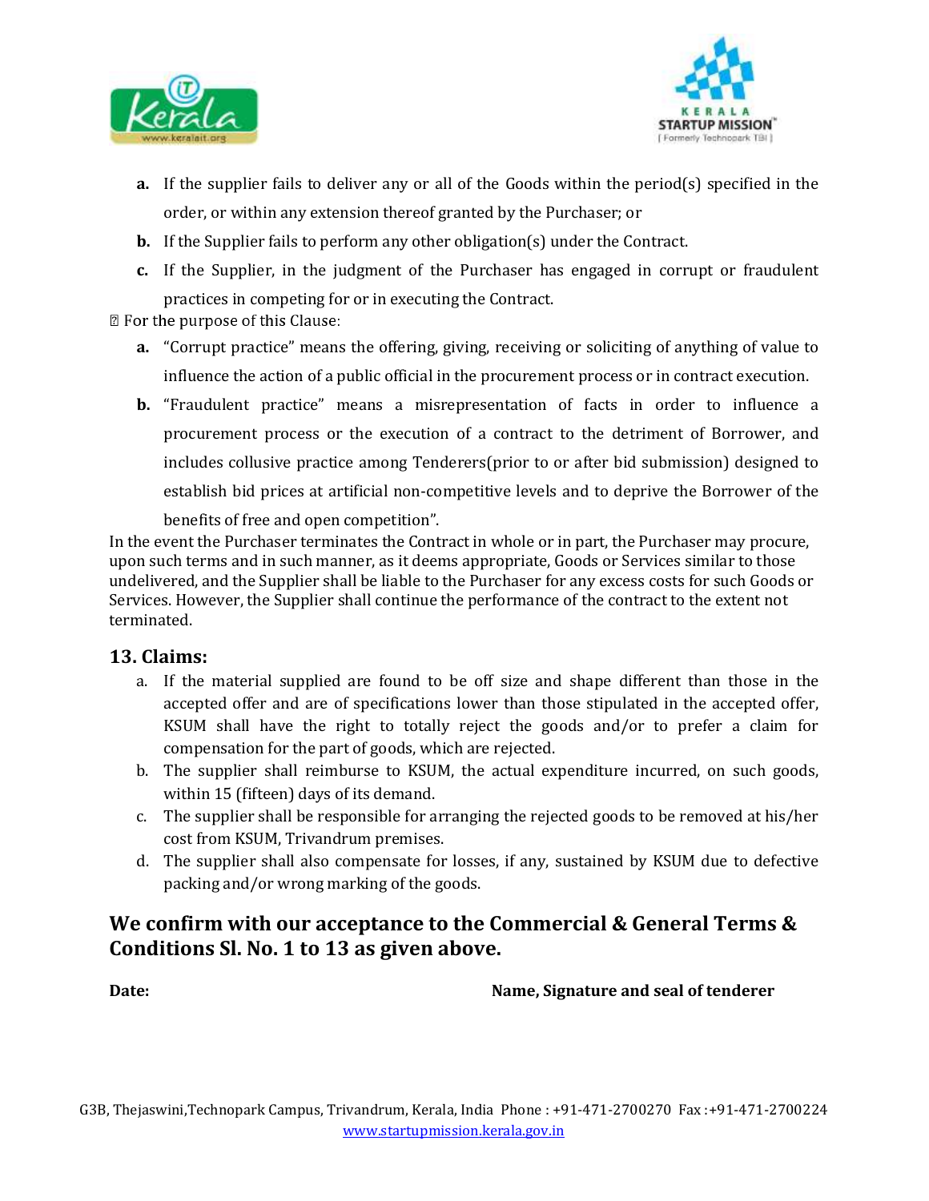a. If the supplier fails to deliver any or all of the Goods within the period(s) specified in the order, or within any extension thereof granted by the Purchaser; or
b. If the Supplier fails to perform any other obligation(s) under the Contract.
c. If the Supplier, in the judgment of the Purchaser has engaged in corrupt or fraudulent practices in competing for or in executing the Contract.

 For the purpose of this Clause:

a. "Corrupt practice" means the offering, giving, receiving or soliciting of anything of value to influence the action of a public official in the procurement process or in contract execution.
b. "Fraudulent practice" means a misrepresentation of facts in order to influence a procurement process or the execution of a contract to the detriment of Borrower, and includes collusive practice among Tenderers(prior to or after bid submission) designed to establish bid prices at artificial non-competitive levels and to deprive the Borrower of the benefits of free and open competition".

In the event the Purchaser terminates the Contract in whole or in part, the Purchaser may procure, upon such terms and in such manner, as it deems appropriate, Goods or Services similar to those undelivered, and the Supplier shall be liable to the Purchaser for any excess costs for such Goods or Services. However, the Supplier shall continue the performance of the contract to the extent not terminated.

## 13. Claims:

a. If the material supplied are found to be off size and shape different than those in the accepted offer and are of specifications lower than those stipulated in the accepted offer, KSUM shall have the right to totally reject the goods and/or to prefer a claim for compensation for the part of goods, which are rejected.
b. The supplier shall reimburse to KSUM, the actual expenditure incurred, on such goods, within 15 (fifteen) days of its demand.
c. The supplier shall be responsible for arranging the rejected goods to be removed at his/her cost from KSUM, Trivandrum premises.
d. The supplier shall also compensate for losses, if any, sustained by KSUM due to defective packing and/or wrong marking of the goods.

## We confirm with our acceptance to the Commercial & General Terms & Conditions Sl. No. 1 to 13 as given above.

**Date:** **Name, Signature and seal of tenderer**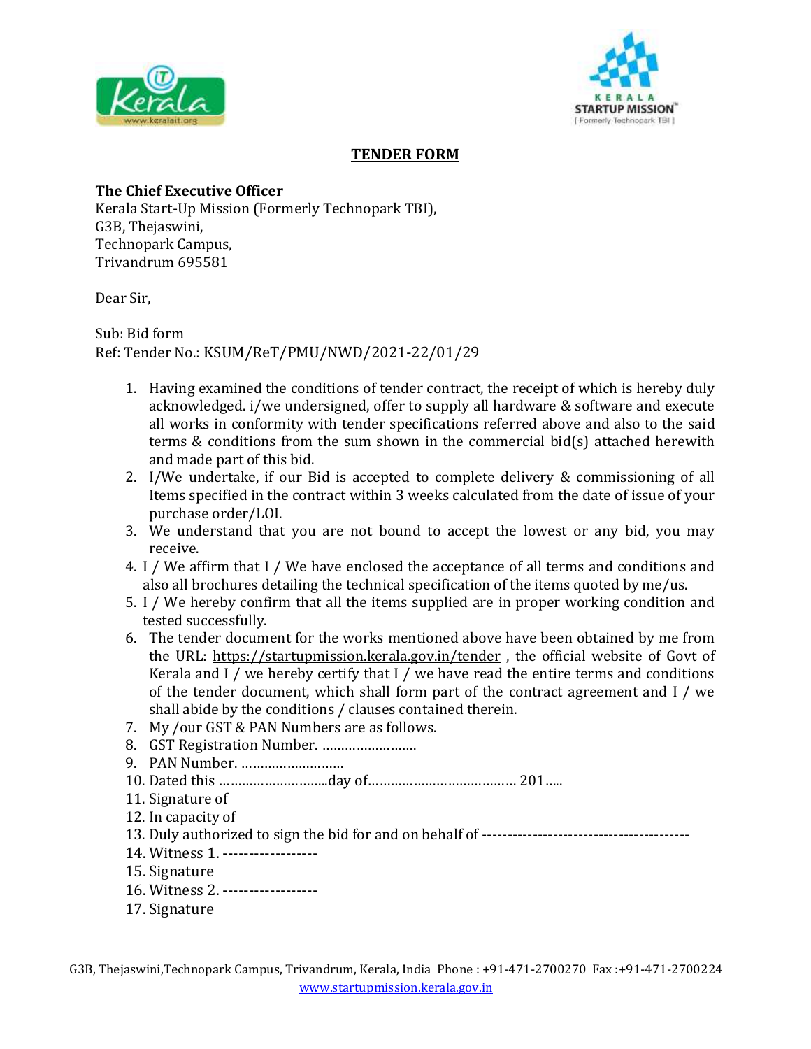# TENDER FORM

**The Chief Executive Officer**
Kerala Start-Up Mission (Formerly Technopark TBI),
G3B, Thejaswini,
Technopark Campus,
Trivandrum 695581

Dear Sir,

Sub: Bid form
Ref: Tender No.: KSUM/ReT/PMU/NWD/2021-22/01/29

1. Having examined the conditions of tender contract, the receipt of which is hereby duly acknowledged. i/we undersigned, offer to supply all hardware & software and execute all works in conformity with tender specifications referred above and also to the said terms & conditions from the sum shown in the commercial bid(s) attached herewith and made part of this bid.
2. I/We undertake, if our Bid is accepted to complete delivery & commissioning of all Items specified in the contract within 3 weeks calculated from the date of issue of your purchase order/LOI.
3. We understand that you are not bound to accept the lowest or any bid, you may receive.
4. I / We affirm that I / We have enclosed the acceptance of all terms and conditions and also all brochures detailing the technical specification of the items quoted by me/us.
5. I / We hereby confirm that all the items supplied are in proper working condition and tested successfully.
6. The tender document for the works mentioned above have been obtained by me from the URL: https://startupmission.kerala.gov.in/tender , the official website of Govt of Kerala and I / we hereby certify that I / we have read the entire terms and conditions of the tender document, which shall form part of the contract agreement and I / we shall abide by the conditions / clauses contained therein.
7. My /our GST & PAN Numbers are as follows.
8. GST Registration Number. ……………………..
9. PAN Number. ………………………
10. Dated this ………………………..day of………………………………… 201…..
11. Signature of
12. In capacity of
13. Duly authorized to sign the bid for and on behalf of ----------------------------------------
14. Witness 1. ------------------
15. Signature
16. Witness 2. ------------------
17. Signature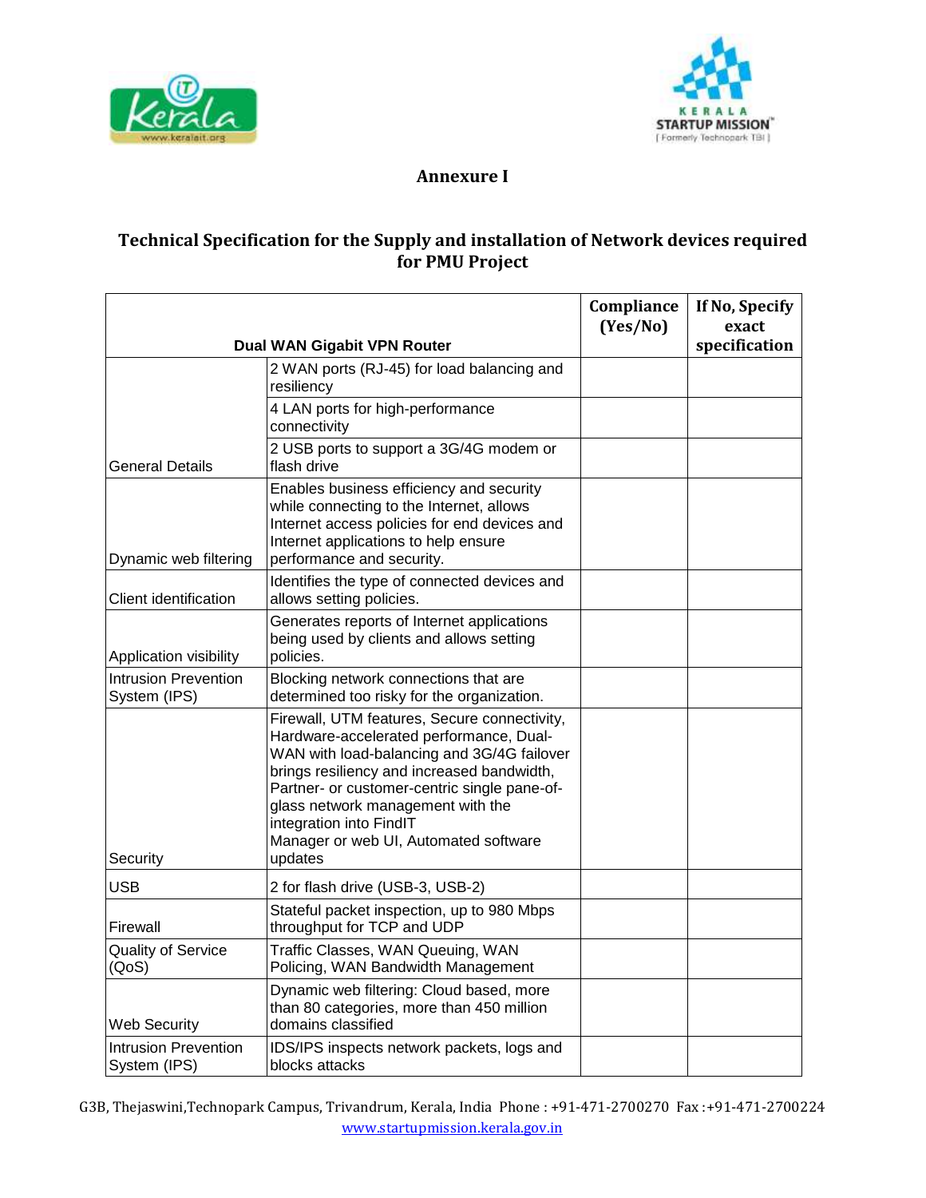# Annexure I

## Technical Specification for the Supply and installation of Network devices required for PMU Project

| Dual WAN Gigabit VPN Router | | Compliance (Yes/No) | If No, Specify exact specification |
|---|---|---|---|
| General Details | 2 WAN ports (RJ-45) for load balancing and resiliency | | |
| | 4 LAN ports for high-performance connectivity | | |
| | 2 USB ports to support a 3G/4G modem or flash drive | | |
| Dynamic web filtering | Enables business efficiency and security while connecting to the Internet, allows Internet access policies for end devices and Internet applications to help ensure performance and security. | | |
| Client identification | Identifies the type of connected devices and allows setting policies. | | |
| Application visibility | Generates reports of Internet applications being used by clients and allows setting policies. | | |
| Intrusion Prevention System (IPS) | Blocking network connections that are determined too risky for the organization. | | |
| Security | Firewall, UTM features, Secure connectivity, Hardware-accelerated performance, Dual-WAN with load-balancing and 3G/4G failover brings resiliency and increased bandwidth, Partner- or customer-centric single pane-of-glass network management with the integration into FindIT Manager or web UI, Automated software updates | | |
| USB | 2 for flash drive (USB-3, USB-2) | | |
| Firewall | Stateful packet inspection, up to 980 Mbps throughput for TCP and UDP | | |
| Quality of Service (QoS) | Traffic Classes, WAN Queuing, WAN Policing, WAN Bandwidth Management | | |
| Web Security | Dynamic web filtering: Cloud based, more than 80 categories, more than 450 million domains classified | | |
| Intrusion Prevention System (IPS) | IDS/IPS inspects network packets, logs and blocks attacks | | |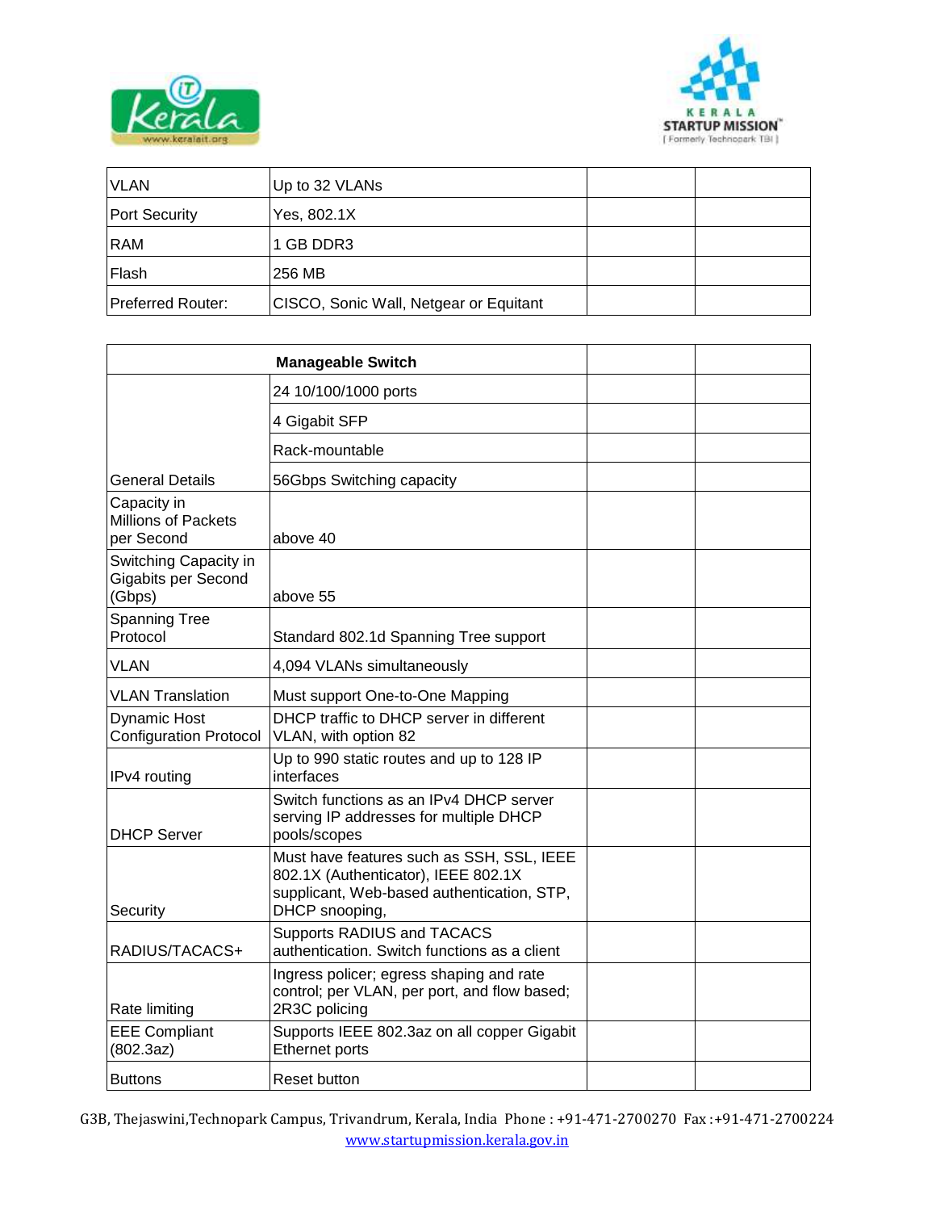| VLAN | Up to 32 VLANs | | |
|---|---|---|---|
| Port Security | Yes, 802.1X | | |
| RAM | 1 GB DDR3 | | |
| Flash | 256 MB | | |
| Preferred Router: | CISCO, Sonic Wall, Netgear or Equitant | | |

| | **Manageable Switch** | | |
|---|---|---|---|
| General Details | 24 10/100/1000 ports | | |
| | 4 Gigabit SFP | | |
| | Rack-mountable | | |
| | 56Gbps Switching capacity | | |
| Capacity in Millions of Packets per Second | above 40 | | |
| Switching Capacity in Gigabits per Second (Gbps) | above 55 | | |
| Spanning Tree Protocol | Standard 802.1d Spanning Tree support | | |
| VLAN | 4,094 VLANs simultaneously | | |
| VLAN Translation | Must support One-to-One Mapping | | |
| Dynamic Host Configuration Protocol | DHCP traffic to DHCP server in different VLAN, with option 82 | | |
| IPv4 routing | Up to 990 static routes and up to 128 IP interfaces | | |
| DHCP Server | Switch functions as an IPv4 DHCP server serving IP addresses for multiple DHCP pools/scopes | | |
| Security | Must have features such as SSH, SSL, IEEE 802.1X (Authenticator), IEEE 802.1X supplicant, Web-based authentication, STP, DHCP snooping, | | |
| RADIUS/TACACS+ | Supports RADIUS and TACACS authentication. Switch functions as a client | | |
| Rate limiting | Ingress policer; egress shaping and rate control; per VLAN, per port, and flow based; 2R3C policing | | |
| EEE Compliant (802.3az) | Supports IEEE 802.3az on all copper Gigabit Ethernet ports | | |
| Buttons | Reset button | | |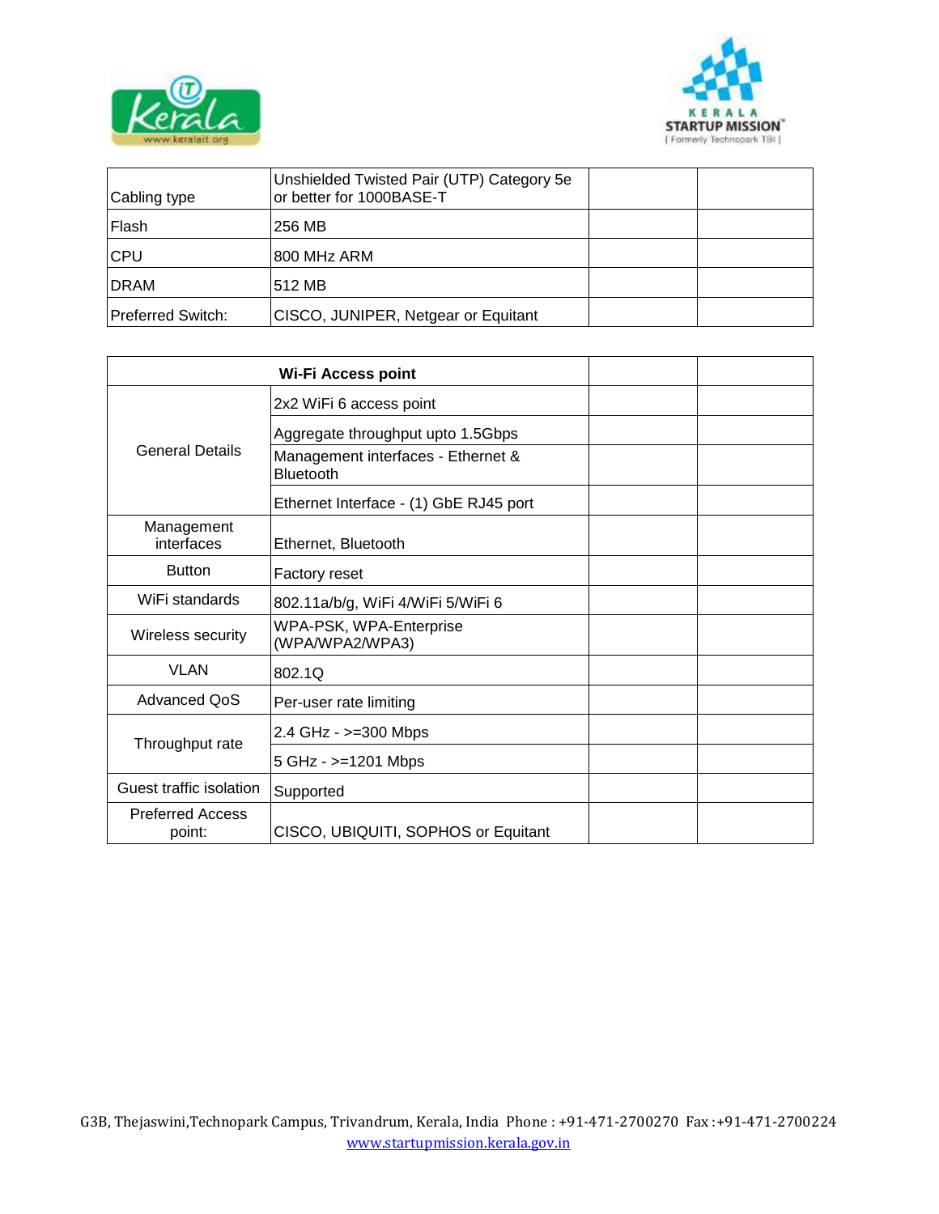| Cabling type | Unshielded Twisted Pair (UTP) Category 5e or better for 1000BASE-T | | |
|---|---|---|---|
| Flash | 256 MB | | |
| CPU | 800 MHz ARM | | |
| DRAM | 512 MB | | |
| Preferred Switch: | CISCO, JUNIPER, Netgear or Equitant | | |

| **Wi-Fi Access point** | | | |
|---|---|---|---|
| General Details | 2x2 WiFi 6 access point | | |
| | Aggregate throughput upto 1.5Gbps | | |
| | Management interfaces - Ethernet & Bluetooth | | |
| | Ethernet Interface - (1) GbE RJ45 port | | |
| Management interfaces | Ethernet, Bluetooth | | |
| Button | Factory reset | | |
| WiFi standards | 802.11a/b/g, WiFi 4/WiFi 5/WiFi 6 | | |
| Wireless security | WPA-PSK, WPA-Enterprise (WPA/WPA2/WPA3) | | |
| VLAN | 802.1Q | | |
| Advanced QoS | Per-user rate limiting | | |
| Throughput rate | 2.4 GHz - >=300 Mbps | | |
| | 5 GHz - >=1201 Mbps | | |
| Guest traffic isolation | Supported | | |
| Preferred Access point: | CISCO, UBIQUITI, SOPHOS or Equitant | | |

G3B, Thejaswini,Technopark Campus, Trivandrum, Kerala, India Phone : +91-471-2700270 Fax :+91-471-2700224
www.startupmission.kerala.gov.in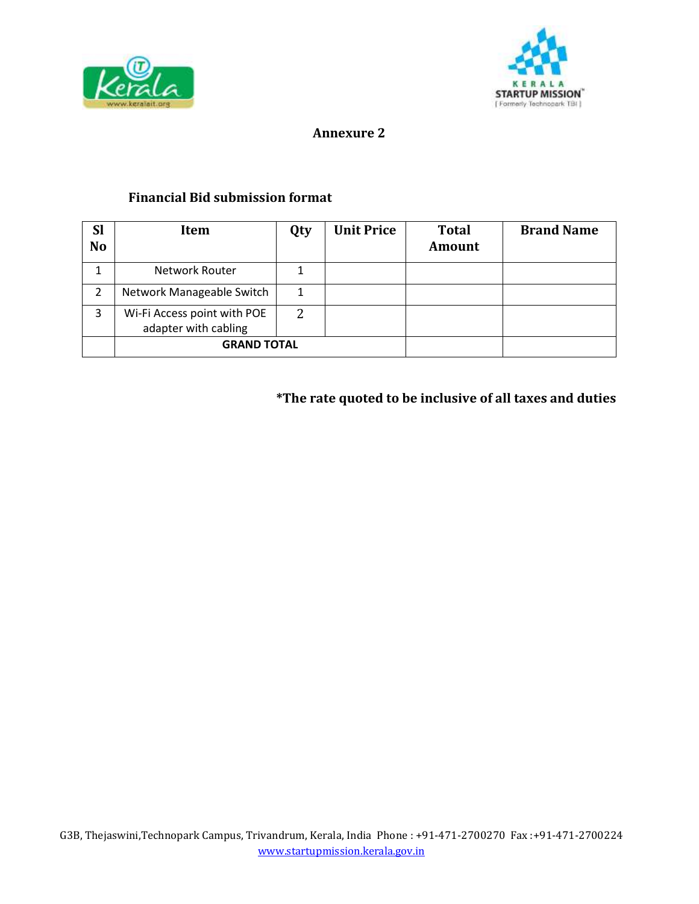## Annexure 2

### Financial Bid submission format

| Sl No | Item | Qty | Unit Price | Total Amount | Brand Name |
|---|---|---|---|---|---|
| 1 | Network Router | 1 | | | |
| 2 | Network Manageable Switch | 1 | | | |
| 3 | Wi-Fi Access point with POE adapter with cabling | 2 | | | |
| | **GRAND TOTAL** | | | | |

**\*The rate quoted to be inclusive of all taxes and duties**